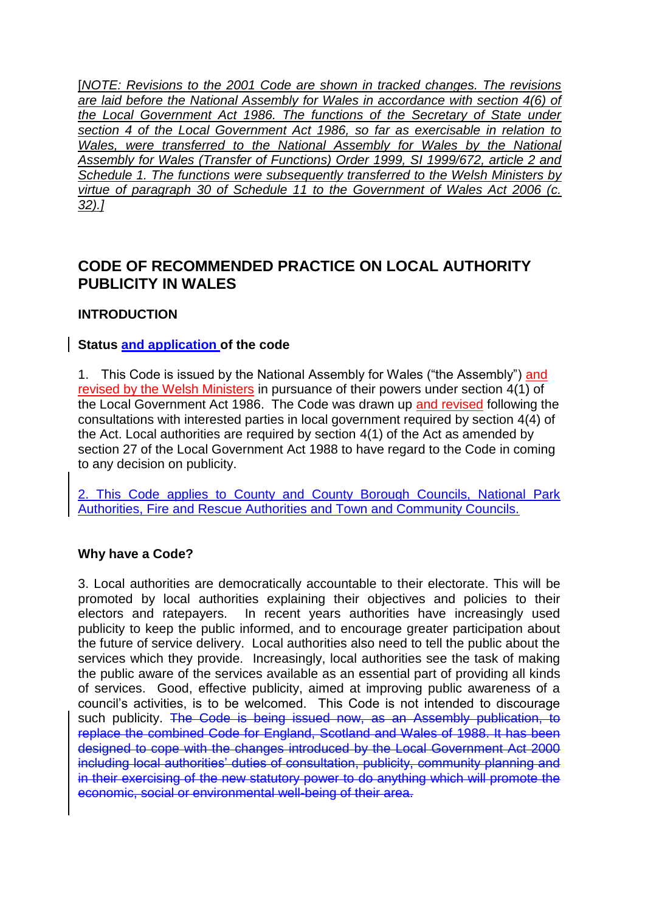[*NOTE: Revisions to the 2001 Code are shown in tracked changes. The revisions are laid before the National Assembly for Wales in accordance with section 4(6) of the Local Government Act 1986. The functions of the Secretary of State under section 4 of the Local Government Act 1986, so far as exercisable in relation to Wales, were transferred to the National Assembly for Wales by the National Assembly for Wales (Transfer of Functions) Order 1999, SI 1999/672, article 2 and Schedule 1. The functions were subsequently transferred to the Welsh Ministers by virtue of paragraph 30 of Schedule 11 to the Government of Wales Act 2006 (c. 32).*]

## CODE OF RECOMMENDED PRACTICE ON LOCAL AUTHORITY PUBLICITY IN WALES

### INTRODUCTION

**Status and application of the code**

1. This Code is issued by the National Assembly for Wales ("the Assembly") and revised by the Welsh Ministers in pursuance of their powers under section 4(1) of the Local Government Act 1986. The Code was drawn up and revised following the consultations with interested parties in local government required by section 4(4) of the Act. Local authorities are required by section 4(1) of the Act as amended by section 27 of the Local Government Act 1988 to have regard to the Code in coming to any decision on publicity.

2. This Code applies to County and County Borough Councils, National Park Authorities, Fire and Rescue Authorities and Town and Community Councils.

**Why have a Code?**

3. Local authorities are democratically accountable to their electorate. This will be promoted by local authorities explaining their objectives and policies to their electors and ratepayers. In recent years authorities have increasingly used publicity to keep the public informed, and to encourage greater participation about the future of service delivery. Local authorities also need to tell the public about the services which they provide. Increasingly, local authorities see the task of making the public aware of the services available as an essential part of providing all kinds of services. Good, effective publicity, aimed at improving public awareness of a council's activities, is to be welcomed. This Code is not intended to discourage such publicity. ~~The Code is being issued now, as an Assembly publication, to replace the combined Code for England, Scotland and Wales of 1988. It has been designed to cope with the changes introduced by the Local Government Act 2000 including local authorities' duties of consultation, publicity, community planning and in their exercising of the new statutory power to do anything which will promote the economic, social or environmental well-being of their area.~~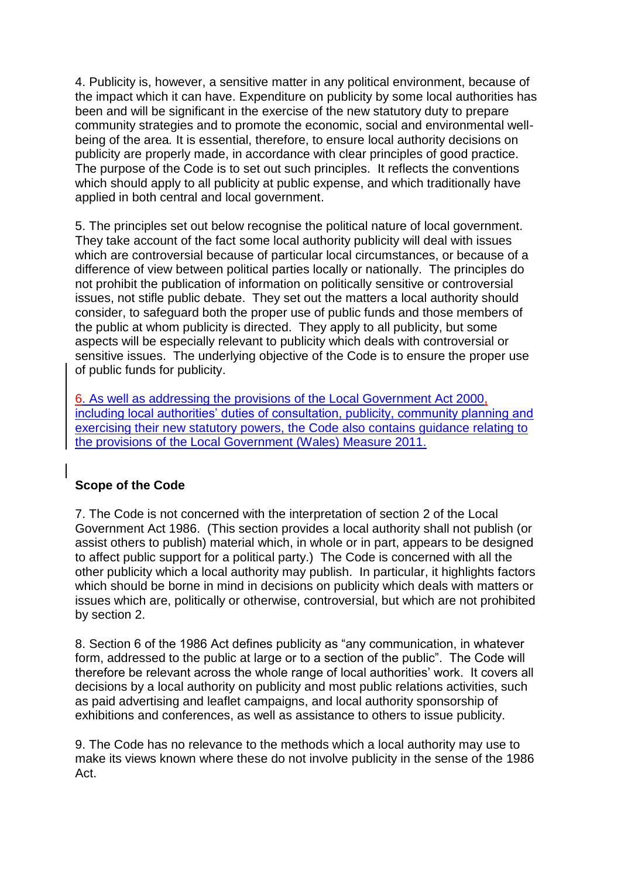4. Publicity is, however, a sensitive matter in any political environment, because of the impact which it can have. Expenditure on publicity by some local authorities has been and will be significant in the exercise of the new statutory duty to prepare community strategies and to promote the economic, social and environmental well-being of the area. It is essential, therefore, to ensure local authority decisions on publicity are properly made, in accordance with clear principles of good practice. The purpose of the Code is to set out such principles. It reflects the conventions which should apply to all publicity at public expense, and which traditionally have applied in both central and local government.

5. The principles set out below recognise the political nature of local government. They take account of the fact some local authority publicity will deal with issues which are controversial because of particular local circumstances, or because of a difference of view between political parties locally or nationally. The principles do not prohibit the publication of information on politically sensitive or controversial issues, not stifle public debate. They set out the matters a local authority should consider, to safeguard both the proper use of public funds and those members of the public at whom publicity is directed. They apply to all publicity, but some aspects will be especially relevant to publicity which deals with controversial or sensitive issues. The underlying objective of the Code is to ensure the proper use of public funds for publicity.

6. As well as addressing the provisions of the Local Government Act 2000, including local authorities' duties of consultation, publicity, community planning and exercising their new statutory powers, the Code also contains guidance relating to the provisions of the Local Government (Wales) Measure 2011.

## Scope of the Code

7. The Code is not concerned with the interpretation of section 2 of the Local Government Act 1986. (This section provides a local authority shall not publish (or assist others to publish) material which, in whole or in part, appears to be designed to affect public support for a political party.) The Code is concerned with all the other publicity which a local authority may publish. In particular, it highlights factors which should be borne in mind in decisions on publicity which deals with matters or issues which are, politically or otherwise, controversial, but which are not prohibited by section 2.

8. Section 6 of the 1986 Act defines publicity as "any communication, in whatever form, addressed to the public at large or to a section of the public". The Code will therefore be relevant across the whole range of local authorities' work. It covers all decisions by a local authority on publicity and most public relations activities, such as paid advertising and leaflet campaigns, and local authority sponsorship of exhibitions and conferences, as well as assistance to others to issue publicity.

9. The Code has no relevance to the methods which a local authority may use to make its views known where these do not involve publicity in the sense of the 1986 Act.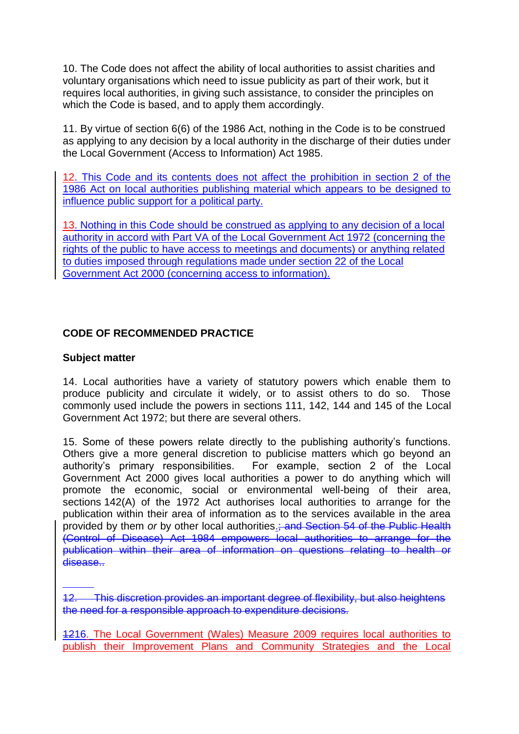10. The Code does not affect the ability of local authorities to assist charities and voluntary organisations which need to issue publicity as part of their work, but it requires local authorities, in giving such assistance, to consider the principles on which the Code is based, and to apply them accordingly.

11. By virtue of section 6(6) of the 1986 Act, nothing in the Code is to be construed as applying to any decision by a local authority in the discharge of their duties under the Local Government (Access to Information) Act 1985.

12. This Code and its contents does not affect the prohibition in section 2 of the 1986 Act on local authorities publishing material which appears to be designed to influence public support for a political party.

13. Nothing in this Code should be construed as applying to any decision of a local authority in accord with Part VA of the Local Government Act 1972 (concerning the rights of the public to have access to meetings and documents) or anything related to duties imposed through regulations made under section 22 of the Local Government Act 2000 (concerning access to information).

## CODE OF RECOMMENDED PRACTICE

### Subject matter

14. Local authorities have a variety of statutory powers which enable them to produce publicity and circulate it widely, or to assist others to do so. Those commonly used include the powers in sections 111, 142, 144 and 145 of the Local Government Act 1972; but there are several others.

15. Some of these powers relate directly to the publishing authority's functions. Others give a more general discretion to publicise matters which go beyond an authority's primary responsibilities. For example, section 2 of the Local Government Act 2000 gives local authorities a power to do anything which will promote the economic, social or environmental well-being of their area, sections 142(A) of the 1972 Act authorises local authorities to arrange for the publication within their area of information as to the services available in the area provided by them *or* by other local authorities.~~; and Section 54 of the Public Health (Control of Disease) Act 1984 empowers local authorities to arrange for the publication within their area of information on questions relating to health or disease..~~

~~12. This discretion provides an important degree of flexibility, but also heightens the need for a responsible approach to expenditure decisions.~~

~~12~~16. The Local Government (Wales) Measure 2009 requires local authorities to publish their Improvement Plans and Community Strategies and the Local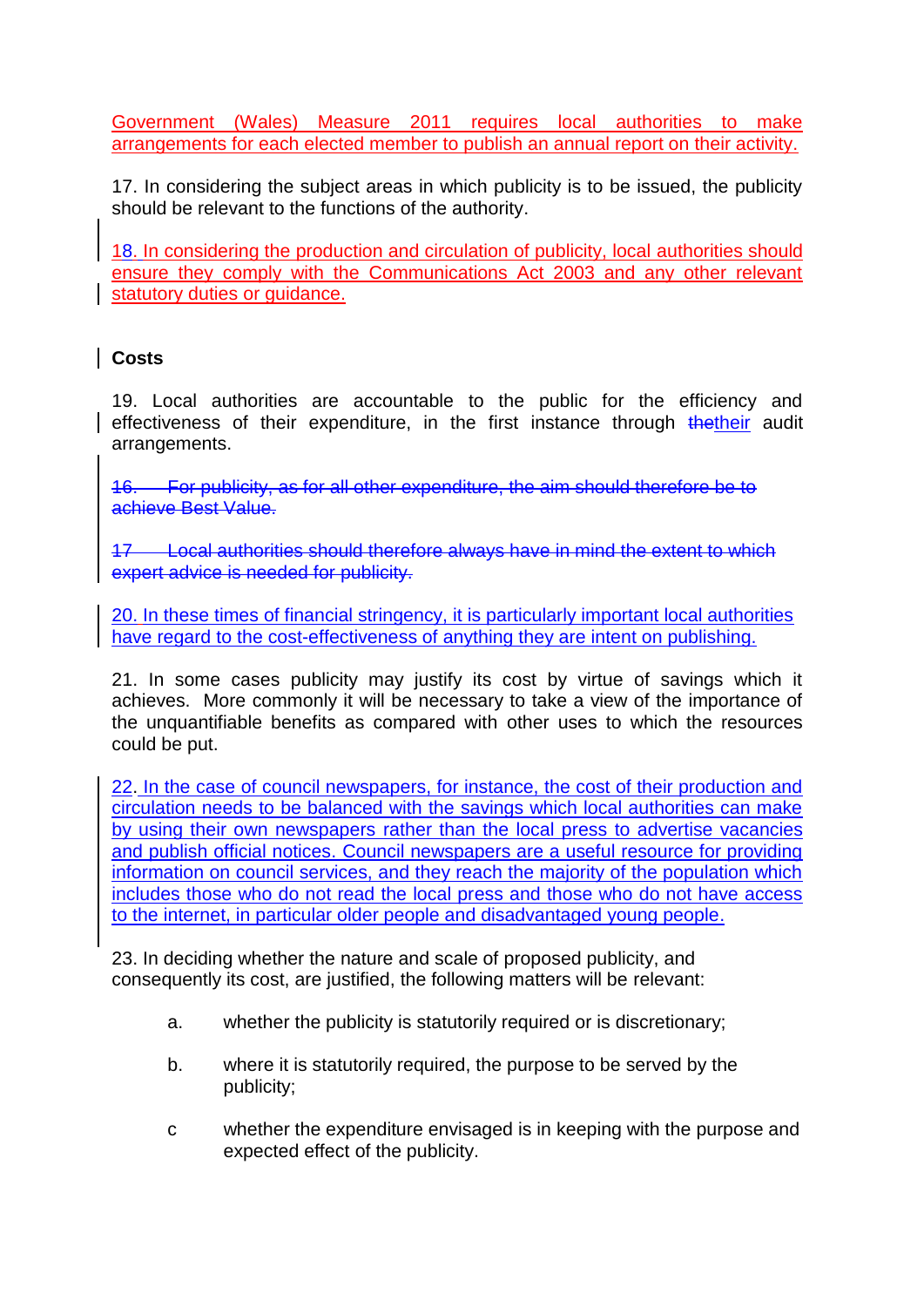Government (Wales) Measure 2011 requires local authorities to make arrangements for each elected member to publish an annual report on their activity.

17. In considering the subject areas in which publicity is to be issued, the publicity should be relevant to the functions of the authority.

18. In considering the production and circulation of publicity, local authorities should ensure they comply with the Communications Act 2003 and any other relevant statutory duties or guidance.

**Costs**

19. Local authorities are accountable to the public for the efficiency and effectiveness of their expenditure, in the first instance through ~~the~~their audit arrangements.

~~16. For publicity, as for all other expenditure, the aim should therefore be to achieve Best Value.~~

~~17 Local authorities should therefore always have in mind the extent to which expert advice is needed for publicity.~~

20. In these times of financial stringency, it is particularly important local authorities have regard to the cost-effectiveness of anything they are intent on publishing.

21. In some cases publicity may justify its cost by virtue of savings which it achieves. More commonly it will be necessary to take a view of the importance of the unquantifiable benefits as compared with other uses to which the resources could be put.

22. In the case of council newspapers, for instance, the cost of their production and circulation needs to be balanced with the savings which local authorities can make by using their own newspapers rather than the local press to advertise vacancies and publish official notices. Council newspapers are a useful resource for providing information on council services, and they reach the majority of the population which includes those who do not read the local press and those who do not have access to the internet, in particular older people and disadvantaged young people.

23. In deciding whether the nature and scale of proposed publicity, and consequently its cost, are justified, the following matters will be relevant:

a. whether the publicity is statutorily required or is discretionary;

b. where it is statutorily required, the purpose to be served by the publicity;

c whether the expenditure envisaged is in keeping with the purpose and expected effect of the publicity.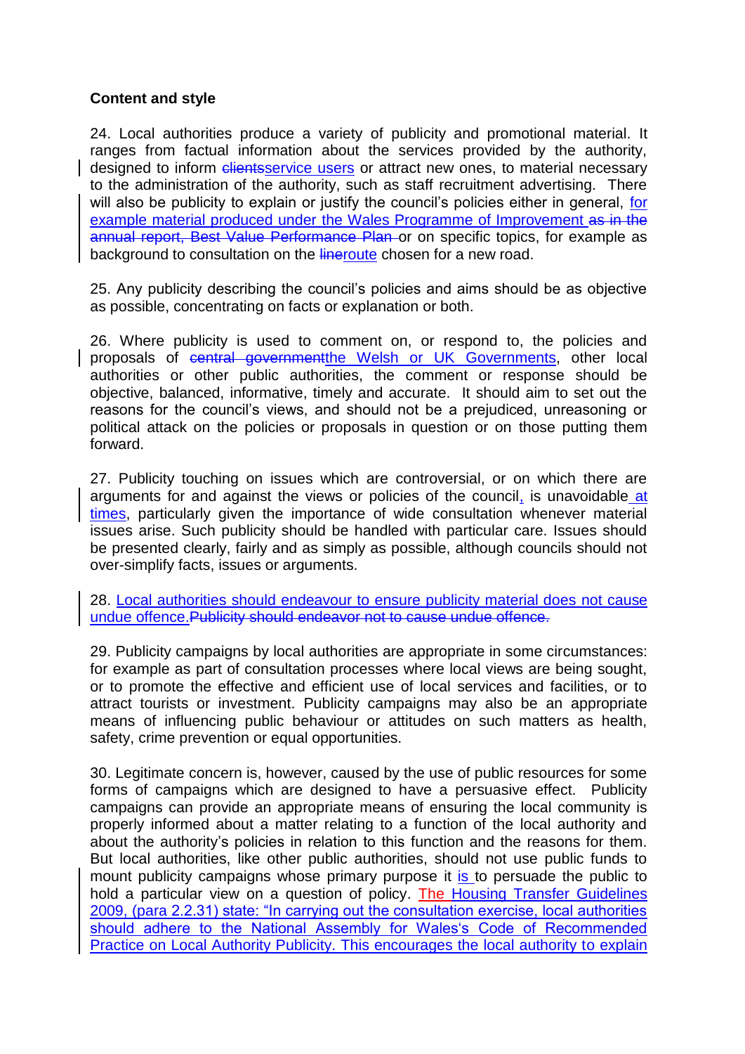**Content and style**

24. Local authorities produce a variety of publicity and promotional material. It ranges from factual information about the services provided by the authority, designed to inform ~~clients~~service users or attract new ones, to material necessary to the administration of the authority, such as staff recruitment advertising. There will also be publicity to explain or justify the council's policies either in general, for example material produced under the Wales Programme of Improvement ~~as in the annual report, Best Value Performance Plan~~ or on specific topics, for example as background to consultation on the ~~line~~route chosen for a new road.

25. Any publicity describing the council's policies and aims should be as objective as possible, concentrating on facts or explanation or both.

26. Where publicity is used to comment on, or respond to, the policies and proposals of ~~central government~~the Welsh or UK Governments, other local authorities or other public authorities, the comment or response should be objective, balanced, informative, timely and accurate. It should aim to set out the reasons for the council's views, and should not be a prejudiced, unreasoning or political attack on the policies or proposals in question or on those putting them forward.

27. Publicity touching on issues which are controversial, or on which there are arguments for and against the views or policies of the council, is unavoidable at times, particularly given the importance of wide consultation whenever material issues arise. Such publicity should be handled with particular care. Issues should be presented clearly, fairly and as simply as possible, although councils should not over-simplify facts, issues or arguments.

28. Local authorities should endeavour to ensure publicity material does not cause undue offence.~~Publicity should endeavor not to cause undue offence.~~

29. Publicity campaigns by local authorities are appropriate in some circumstances: for example as part of consultation processes where local views are being sought, or to promote the effective and efficient use of local services and facilities, or to attract tourists or investment. Publicity campaigns may also be an appropriate means of influencing public behaviour or attitudes on such matters as health, safety, crime prevention or equal opportunities.

30. Legitimate concern is, however, caused by the use of public resources for some forms of campaigns which are designed to have a persuasive effect. Publicity campaigns can provide an appropriate means of ensuring the local community is properly informed about a matter relating to a function of the local authority and about the authority's policies in relation to this function and the reasons for them. But local authorities, like other public authorities, should not use public funds to mount publicity campaigns whose primary purpose it is to persuade the public to hold a particular view on a question of policy. The Housing Transfer Guidelines 2009, (para 2.2.31) state: "In carrying out the consultation exercise, local authorities should adhere to the National Assembly for Wales's Code of Recommended Practice on Local Authority Publicity. This encourages the local authority to explain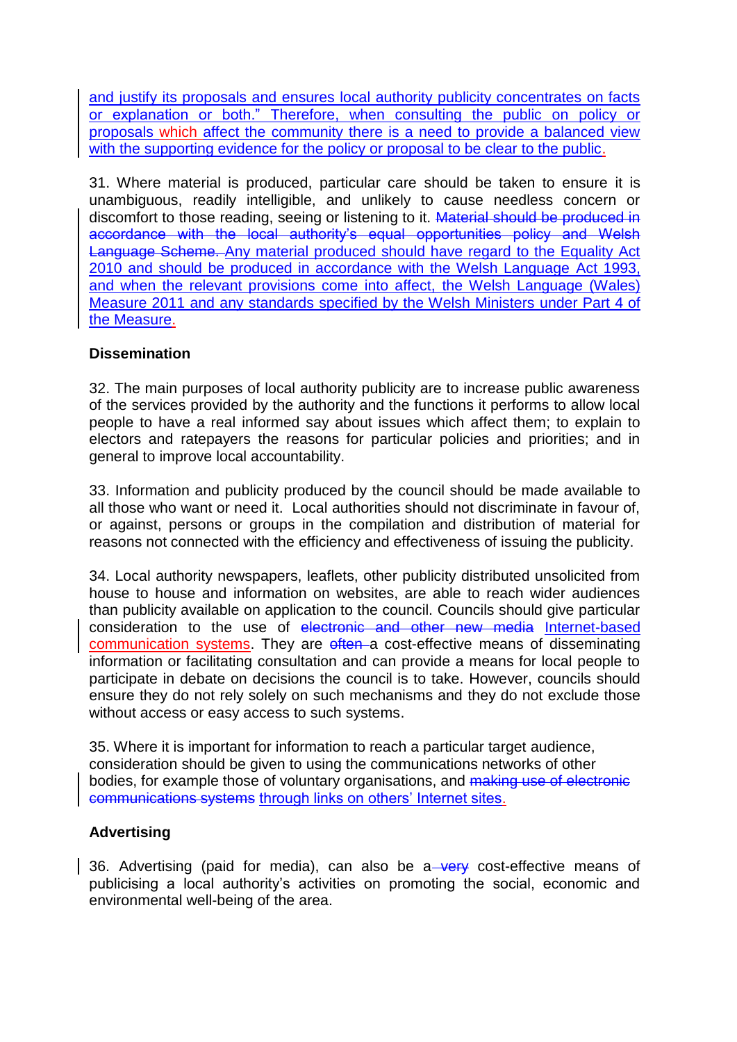and justify its proposals and ensures local authority publicity concentrates on facts or explanation or both." Therefore, when consulting the public on policy or proposals which affect the community there is a need to provide a balanced view with the supporting evidence for the policy or proposal to be clear to the public.

31. Where material is produced, particular care should be taken to ensure it is unambiguous, readily intelligible, and unlikely to cause needless concern or discomfort to those reading, seeing or listening to it. ~~Material should be produced in accordance with the local authority's equal opportunities policy and Welsh Language Scheme.~~ Any material produced should have regard to the Equality Act 2010 and should be produced in accordance with the Welsh Language Act 1993, and when the relevant provisions come into affect, the Welsh Language (Wales) Measure 2011 and any standards specified by the Welsh Ministers under Part 4 of the Measure.

**Dissemination**

32. The main purposes of local authority publicity are to increase public awareness of the services provided by the authority and the functions it performs to allow local people to have a real informed say about issues which affect them; to explain to electors and ratepayers the reasons for particular policies and priorities; and in general to improve local accountability.

33. Information and publicity produced by the council should be made available to all those who want or need it. Local authorities should not discriminate in favour of, or against, persons or groups in the compilation and distribution of material for reasons not connected with the efficiency and effectiveness of issuing the publicity.

34. Local authority newspapers, leaflets, other publicity distributed unsolicited from house to house and information on websites, are able to reach wider audiences than publicity available on application to the council. Councils should give particular consideration to the use of ~~electronic and other new media~~ Internet-based communication systems. They are ~~often~~ a cost-effective means of disseminating information or facilitating consultation and can provide a means for local people to participate in debate on decisions the council is to take. However, councils should ensure they do not rely solely on such mechanisms and they do not exclude those without access or easy access to such systems.

35. Where it is important for information to reach a particular target audience, consideration should be given to using the communications networks of other bodies, for example those of voluntary organisations, and ~~making use of electronic communications systems~~ through links on others' Internet sites.

**Advertising**

36. Advertising (paid for media), can also be a ~~very~~ cost-effective means of publicising a local authority's activities on promoting the social, economic and environmental well-being of the area.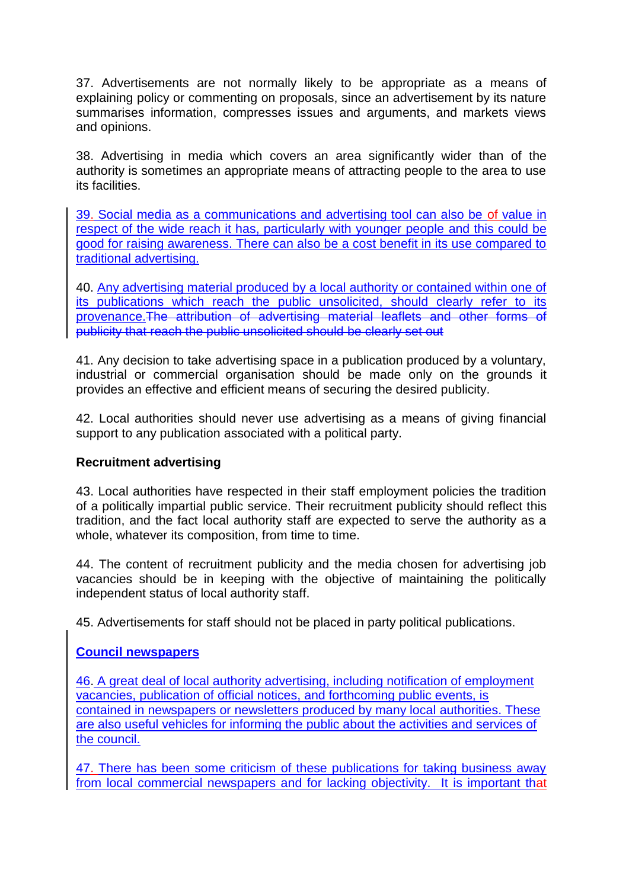37. Advertisements are not normally likely to be appropriate as a means of explaining policy or commenting on proposals, since an advertisement by its nature summarises information, compresses issues and arguments, and markets views and opinions.

38. Advertising in media which covers an area significantly wider than of the authority is sometimes an appropriate means of attracting people to the area to use its facilities.

39. Social media as a communications and advertising tool can also be of value in respect of the wide reach it has, particularly with younger people and this could be good for raising awareness. There can also be a cost benefit in its use compared to traditional advertising.

40. Any advertising material produced by a local authority or contained within one of its publications which reach the public unsolicited, should clearly refer to its provenance.~~The attribution of advertising material leaflets and other forms of publicity that reach the public unsolicited should be clearly set out~~

41. Any decision to take advertising space in a publication produced by a voluntary, industrial or commercial organisation should be made only on the grounds it provides an effective and efficient means of securing the desired publicity.

42. Local authorities should never use advertising as a means of giving financial support to any publication associated with a political party.

**Recruitment advertising**

43. Local authorities have respected in their staff employment policies the tradition of a politically impartial public service. Their recruitment publicity should reflect this tradition, and the fact local authority staff are expected to serve the authority as a whole, whatever its composition, from time to time.

44. The content of recruitment publicity and the media chosen for advertising job vacancies should be in keeping with the objective of maintaining the politically independent status of local authority staff.

45. Advertisements for staff should not be placed in party political publications.

**Council newspapers**

46. A great deal of local authority advertising, including notification of employment vacancies, publication of official notices, and forthcoming public events, is contained in newspapers or newsletters produced by many local authorities. These are also useful vehicles for informing the public about the activities and services of the council.

47. There has been some criticism of these publications for taking business away from local commercial newspapers and for lacking objectivity. It is important that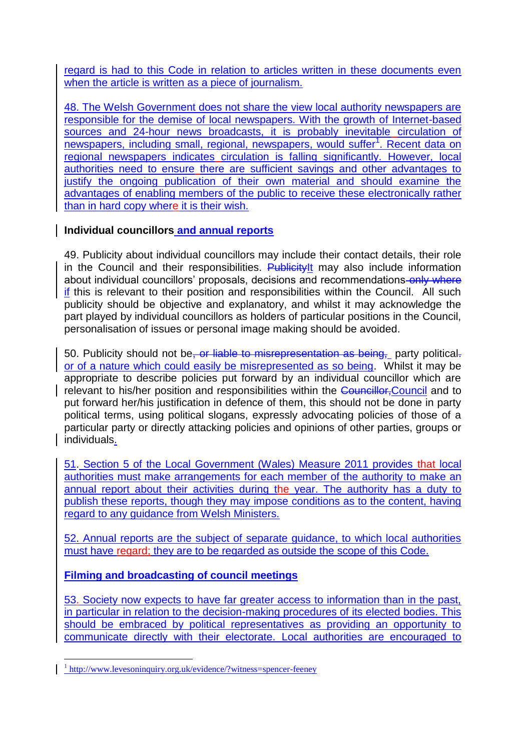regard is had to this Code in relation to articles written in these documents even when the article is written as a piece of journalism.

48. The Welsh Government does not share the view local authority newspapers are responsible for the demise of local newspapers. With the growth of Internet-based sources and 24-hour news broadcasts, it is probably inevitable circulation of newspapers, including small, regional, newspapers, would suffer[1]. Recent data on regional newspapers indicates circulation is falling significantly. However, local authorities need to ensure there are sufficient savings and other advantages to justify the ongoing publication of their own material and should examine the advantages of enabling members of the public to receive these electronically rather than in hard copy where it is their wish.

**Individual councillors and annual reports**

49. Publicity about individual councillors may include their contact details, their role in the Council and their responsibilities. ~~Publicity~~It may also include information about individual councillors' proposals, decisions and recommendations ~~only where~~ if this is relevant to their position and responsibilities within the Council. All such publicity should be objective and explanatory, and whilst it may acknowledge the part played by individual councillors as holders of particular positions in the Council, personalisation of issues or personal image making should be avoided.

50. Publicity should not be~~, or liable to misrepresentation as being,~~ party political~~.~~ or of a nature which could easily be misrepresented as so being. Whilst it may be appropriate to describe policies put forward by an individual councillor which are relevant to his/her position and responsibilities within the ~~Councillor,~~Council and to put forward her/his justification in defence of them, this should not be done in party political terms, using political slogans, expressly advocating policies of those of a particular party or directly attacking policies and opinions of other parties, groups or individuals.

51. Section 5 of the Local Government (Wales) Measure 2011 provides that local authorities must make arrangements for each member of the authority to make an annual report about their activities during the year. The authority has a duty to publish these reports, though they may impose conditions as to the content, having regard to any guidance from Welsh Ministers.

52. Annual reports are the subject of separate guidance, to which local authorities must have regard; they are to be regarded as outside the scope of this Code.

**Filming and broadcasting of council meetings**

53. Society now expects to have far greater access to information than in the past, in particular in relation to the decision-making procedures of its elected bodies. This should be embraced by political representatives as providing an opportunity to communicate directly with their electorate. Local authorities are encouraged to

[1] http://www.levesoninquiry.org.uk/evidence/?witness=spencer-feeney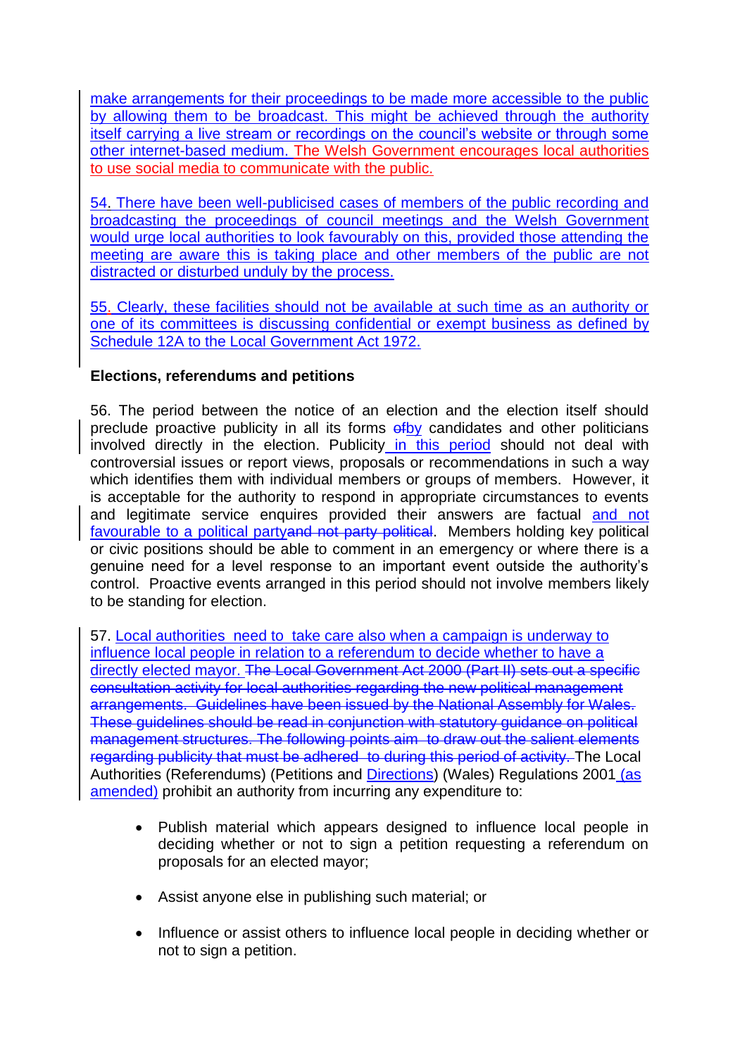make arrangements for their proceedings to be made more accessible to the public by allowing them to be broadcast. This might be achieved through the authority itself carrying a live stream or recordings on the council's website or through some other internet-based medium. The Welsh Government encourages local authorities to use social media to communicate with the public.

54. There have been well-publicised cases of members of the public recording and broadcasting the proceedings of council meetings and the Welsh Government would urge local authorities to look favourably on this, provided those attending the meeting are aware this is taking place and other members of the public are not distracted or disturbed unduly by the process.

55. Clearly, these facilities should not be available at such time as an authority or one of its committees is discussing confidential or exempt business as defined by Schedule 12A to the Local Government Act 1972.

**Elections, referendums and petitions**

56. The period between the notice of an election and the election itself should preclude proactive publicity in all its forms ~~of~~by candidates and other politicians involved directly in the election. Publicity in this period should not deal with controversial issues or report views, proposals or recommendations in such a way which identifies them with individual members or groups of members. However, it is acceptable for the authority to respond in appropriate circumstances to events and legitimate service enquires provided their answers are factual and not favourable to a political party~~and not party political~~. Members holding key political or civic positions should be able to comment in an emergency or where there is a genuine need for a level response to an important event outside the authority's control. Proactive events arranged in this period should not involve members likely to be standing for election.

57. Local authorities need to take care also when a campaign is underway to influence local people in relation to a referendum to decide whether to have a directly elected mayor. ~~The Local Government Act 2000 (Part II) sets out a specific consultation activity for local authorities regarding the new political management arrangements. Guidelines have been issued by the National Assembly for Wales. These guidelines should be read in conjunction with statutory guidance on political management structures. The following points aim to draw out the salient elements regarding publicity that must be adhered to during this period of activity.~~ The Local Authorities (Referendums) (Petitions and Directions) (Wales) Regulations 2001 (as amended) prohibit an authority from incurring any expenditure to:

- Publish material which appears designed to influence local people in deciding whether or not to sign a petition requesting a referendum on proposals for an elected mayor;
- Assist anyone else in publishing such material; or
- Influence or assist others to influence local people in deciding whether or not to sign a petition.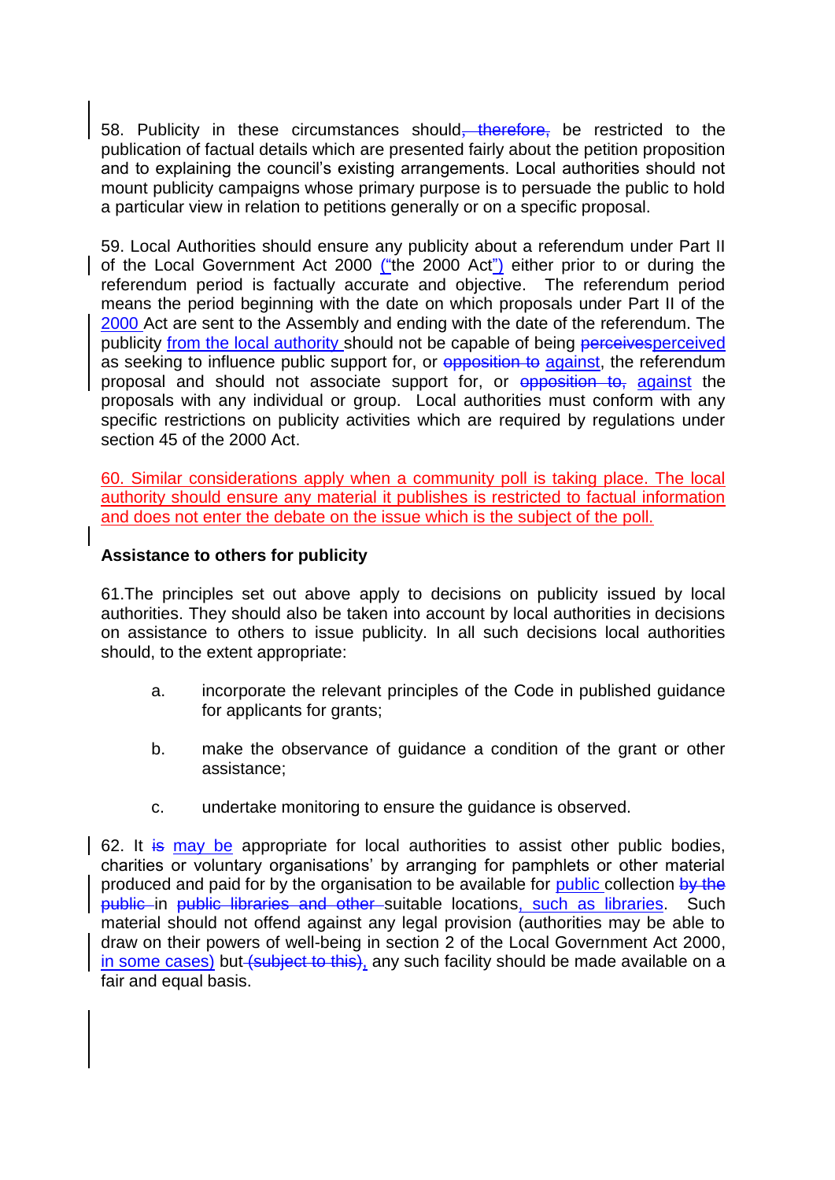58. Publicity in these circumstances should~~, therefore,~~ be restricted to the publication of factual details which are presented fairly about the petition proposition and to explaining the council's existing arrangements. Local authorities should not mount publicity campaigns whose primary purpose is to persuade the public to hold a particular view in relation to petitions generally or on a specific proposal.

59. Local Authorities should ensure any publicity about a referendum under Part II of the Local Government Act 2000 ("the 2000 Act") either prior to or during the referendum period is factually accurate and objective. The referendum period means the period beginning with the date on which proposals under Part II of the 2000 Act are sent to the Assembly and ending with the date of the referendum. The publicity from the local authority should not be capable of being ~~perceives~~perceived as seeking to influence public support for, or ~~opposition to~~ against, the referendum proposal and should not associate support for, or ~~opposition to,~~ against the proposals with any individual or group. Local authorities must conform with any specific restrictions on publicity activities which are required by regulations under section 45 of the 2000 Act.

60. Similar considerations apply when a community poll is taking place. The local authority should ensure any material it publishes is restricted to factual information and does not enter the debate on the issue which is the subject of the poll.

**Assistance to others for publicity**

61.The principles set out above apply to decisions on publicity issued by local authorities. They should also be taken into account by local authorities in decisions on assistance to others to issue publicity. In all such decisions local authorities should, to the extent appropriate:

a. incorporate the relevant principles of the Code in published guidance for applicants for grants;

b. make the observance of guidance a condition of the grant or other assistance;

c. undertake monitoring to ensure the guidance is observed.

62. It ~~is~~ may be appropriate for local authorities to assist other public bodies, charities or voluntary organisations' by arranging for pamphlets or other material produced and paid for by the organisation to be available for public collection ~~by the public~~ in ~~public libraries and other~~ suitable locations, such as libraries. Such material should not offend against any legal provision (authorities may be able to draw on their powers of well-being in section 2 of the Local Government Act 2000, in some cases) but ~~(subject to this)~~, any such facility should be made available on a fair and equal basis.